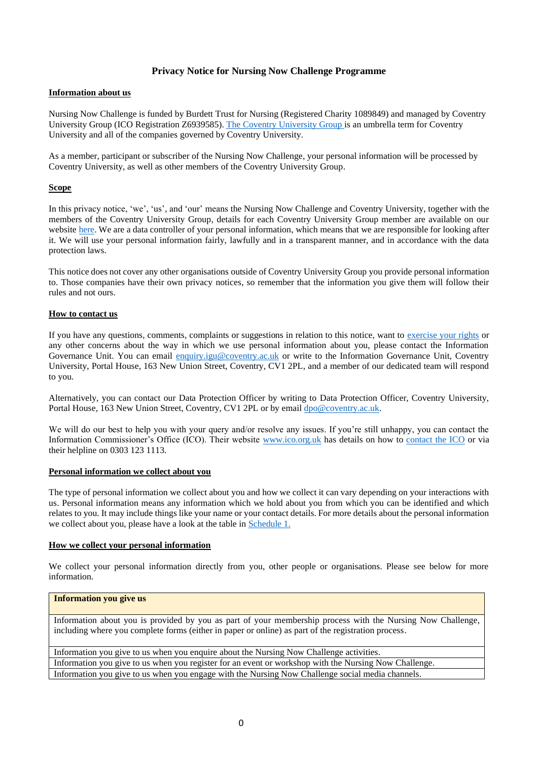# Privacy Notice for Nursing Now Challenge Programme

## Information about us

Nursing Now Challenge is funded by Burdett Trust for Nursing (Registered Charity 1089849) and managed by Coventry University Group (ICO Registration Z6939585). The Coventry University Group is an umbrella term for Coventry University and all of the companies governed by Coventry University.

As a member, participant or subscriber of the Nursing Now Challenge, your personal information will be processed by Coventry University, as well as other members of the Coventry University Group.

## Scope

In this privacy notice, 'we', 'us', and 'our' means the Nursing Now Challenge and Coventry University, together with the members of the Coventry University Group, details for each Coventry University Group member are available on our website here. We are a data controller of your personal information, which means that we are responsible for looking after it. We will use your personal information fairly, lawfully and in a transparent manner, and in accordance with the data protection laws.

This notice does not cover any other organisations outside of Coventry University Group you provide personal information to. Those companies have their own privacy notices, so remember that the information you give them will follow their rules and not ours.

## How to contact us

If you have any questions, comments, complaints or suggestions in relation to this notice, want to exercise your rights or any other concerns about the way in which we use personal information about you, please contact the Information Governance Unit. You can email enquiry.igu@coventry.ac.uk or write to the Information Governance Unit, Coventry University, Portal House, 163 New Union Street, Coventry, CV1 2PL, and a member of our dedicated team will respond to you.

Alternatively, you can contact our Data Protection Officer by writing to Data Protection Officer, Coventry University, Portal House, 163 New Union Street, Coventry, CV1 2PL or by email dpo@coventry.ac.uk.

We will do our best to help you with your query and/or resolve any issues. If you're still unhappy, you can contact the Information Commissioner's Office (ICO). Their website www.ico.org.uk has details on how to contact the ICO or via their helpline on 0303 123 1113.

## Personal information we collect about you

The type of personal information we collect about you and how we collect it can vary depending on your interactions with us. Personal information means any information which we hold about you from which you can be identified and which relates to you. It may include things like your name or your contact details. For more details about the personal information we collect about you, please have a look at the table in Schedule 1.

## How we collect your personal information

We collect your personal information directly from you, other people or organisations. Please see below for more information.

| Information you give us |
| --- |
| Information about you is provided by you as part of your membership process with the Nursing Now Challenge, including where you complete forms (either in paper or online) as part of the registration process. |
| Information you give to us when you enquire about the Nursing Now Challenge activities. |
| Information you give to us when you register for an event or workshop with the Nursing Now Challenge. |
| Information you give to us when you engage with the Nursing Now Challenge social media channels. |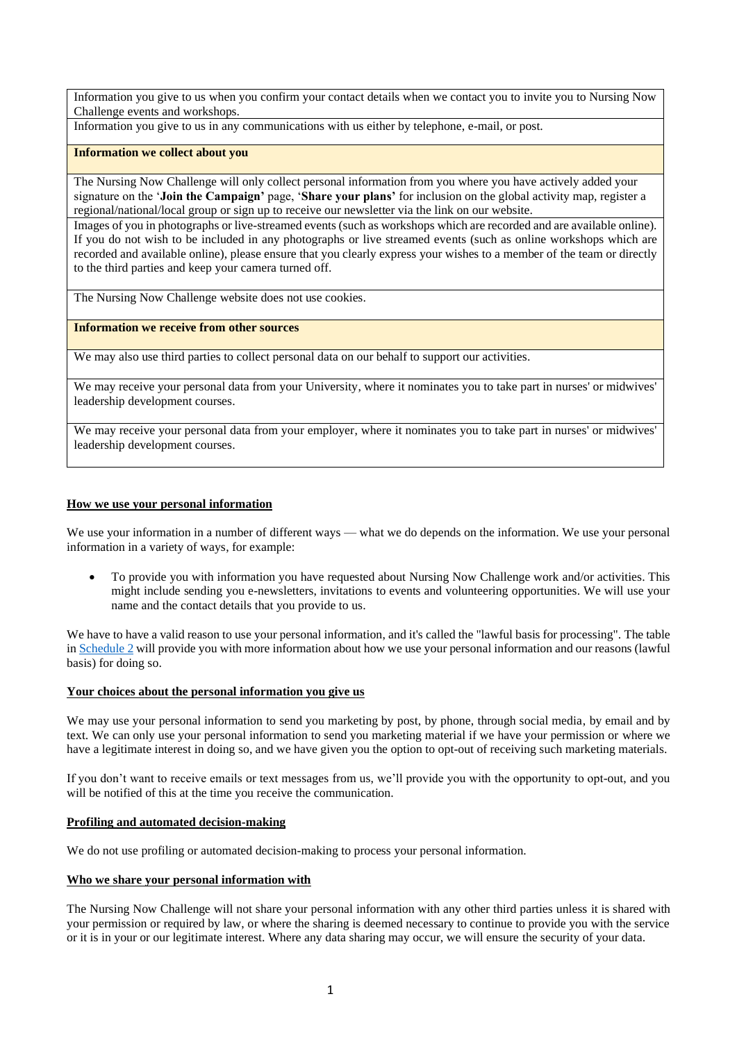| |
|---|
| Information you give to us when you confirm your contact details when we contact you to invite you to Nursing Now Challenge events and workshops. |
| Information you give to us in any communications with us either by telephone, e-mail, or post. |
| **Information we collect about you** |
| The Nursing Now Challenge will only collect personal information from you where you have actively added your signature on the '**Join the Campaign'** page, '**Share your plans'** for inclusion on the global activity map, register a regional/national/local group or sign up to receive our newsletter via the link on our website. |
| Images of you in photographs or live-streamed events (such as workshops which are recorded and are available online). If you do not wish to be included in any photographs or live streamed events (such as online workshops which are recorded and available online), please ensure that you clearly express your wishes to a member of the team or directly to the third parties and keep your camera turned off. |
| The Nursing Now Challenge website does not use cookies. |
| **Information we receive from other sources** |
| We may also use third parties to collect personal data on our behalf to support our activities. |
| We may receive your personal data from your University, where it nominates you to take part in nurses' or midwives' leadership development courses. |
| We may receive your personal data from your employer, where it nominates you to take part in nurses' or midwives' leadership development courses. |

**How we use your personal information**

We use your information in a number of different ways — what we do depends on the information. We use your personal information in a variety of ways, for example:

- To provide you with information you have requested about Nursing Now Challenge work and/or activities. This might include sending you e-newsletters, invitations to events and volunteering opportunities. We will use your name and the contact details that you provide to us.

We have to have a valid reason to use your personal information, and it's called the "lawful basis for processing". The table in Schedule 2 will provide you with more information about how we use your personal information and our reasons (lawful basis) for doing so.

**Your choices about the personal information you give us**

We may use your personal information to send you marketing by post, by phone, through social media, by email and by text. We can only use your personal information to send you marketing material if we have your permission or where we have a legitimate interest in doing so, and we have given you the option to opt-out of receiving such marketing materials.

If you don't want to receive emails or text messages from us, we'll provide you with the opportunity to opt-out, and you will be notified of this at the time you receive the communication.

**Profiling and automated decision-making**

We do not use profiling or automated decision-making to process your personal information.

**Who we share your personal information with**

The Nursing Now Challenge will not share your personal information with any other third parties unless it is shared with your permission or required by law, or where the sharing is deemed necessary to continue to provide you with the service or it is in your or our legitimate interest. Where any data sharing may occur, we will ensure the security of your data.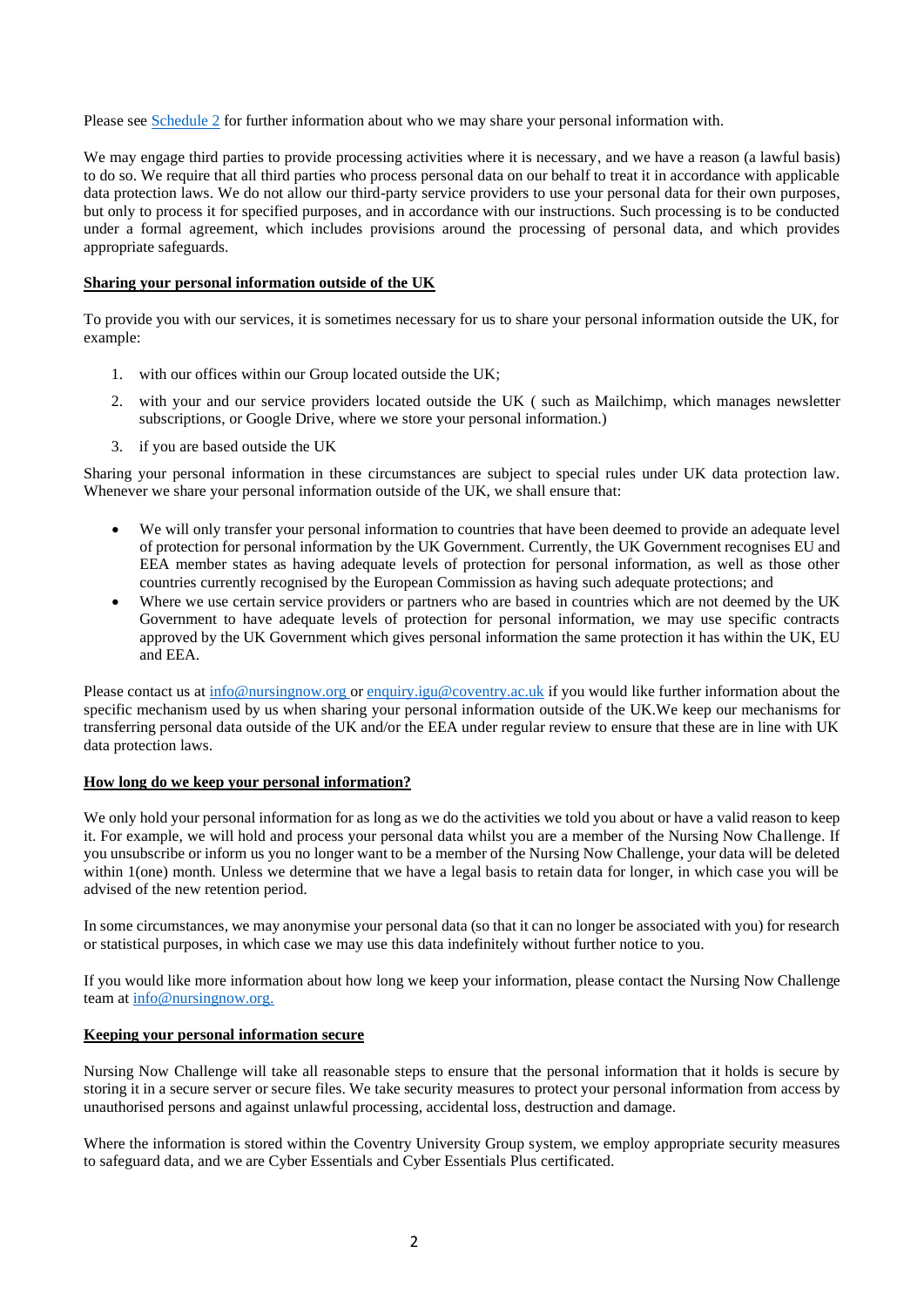Please see [Schedule 2](#) for further information about who we may share your personal information with.

We may engage third parties to provide processing activities where it is necessary, and we have a reason (a lawful basis) to do so. We require that all third parties who process personal data on our behalf to treat it in accordance with applicable data protection laws. We do not allow our third-party service providers to use your personal data for their own purposes, but only to process it for specified purposes, and in accordance with our instructions. Such processing is to be conducted under a formal agreement, which includes provisions around the processing of personal data, and which provides appropriate safeguards.

**Sharing your personal information outside of the UK**

To provide you with our services, it is sometimes necessary for us to share your personal information outside the UK, for example:

1. with our offices within our Group located outside the UK;
2. with your and our service providers located outside the UK ( such as Mailchimp, which manages newsletter subscriptions, or Google Drive, where we store your personal information.)
3. if you are based outside the UK

Sharing your personal information in these circumstances are subject to special rules under UK data protection law. Whenever we share your personal information outside of the UK, we shall ensure that:

- We will only transfer your personal information to countries that have been deemed to provide an adequate level of protection for personal information by the UK Government. Currently, the UK Government recognises EU and EEA member states as having adequate levels of protection for personal information, as well as those other countries currently recognised by the European Commission as having such adequate protections; and
- Where we use certain service providers or partners who are based in countries which are not deemed by the UK Government to have adequate levels of protection for personal information, we may use specific contracts approved by the UK Government which gives personal information the same protection it has within the UK, EU and EEA.

Please contact us at info@nursingnow.org or enquiry.igu@coventry.ac.uk if you would like further information about the specific mechanism used by us when sharing your personal information outside of the UK.We keep our mechanisms for transferring personal data outside of the UK and/or the EEA under regular review to ensure that these are in line with UK data protection laws.

**How long do we keep your personal information?**

We only hold your personal information for as long as we do the activities we told you about or have a valid reason to keep it. For example, we will hold and process your personal data whilst you are a member of the Nursing Now Challenge. If you unsubscribe or inform us you no longer want to be a member of the Nursing Now Challenge, your data will be deleted within 1(one) month. Unless we determine that we have a legal basis to retain data for longer, in which case you will be advised of the new retention period.

In some circumstances, we may anonymise your personal data (so that it can no longer be associated with you) for research or statistical purposes, in which case we may use this data indefinitely without further notice to you.

If you would like more information about how long we keep your information, please contact the Nursing Now Challenge team at info@nursingnow.org.

**Keeping your personal information secure**

Nursing Now Challenge will take all reasonable steps to ensure that the personal information that it holds is secure by storing it in a secure server or secure files. We take security measures to protect your personal information from access by unauthorised persons and against unlawful processing, accidental loss, destruction and damage.

Where the information is stored within the Coventry University Group system, we employ appropriate security measures to safeguard data, and we are Cyber Essentials and Cyber Essentials Plus certificated.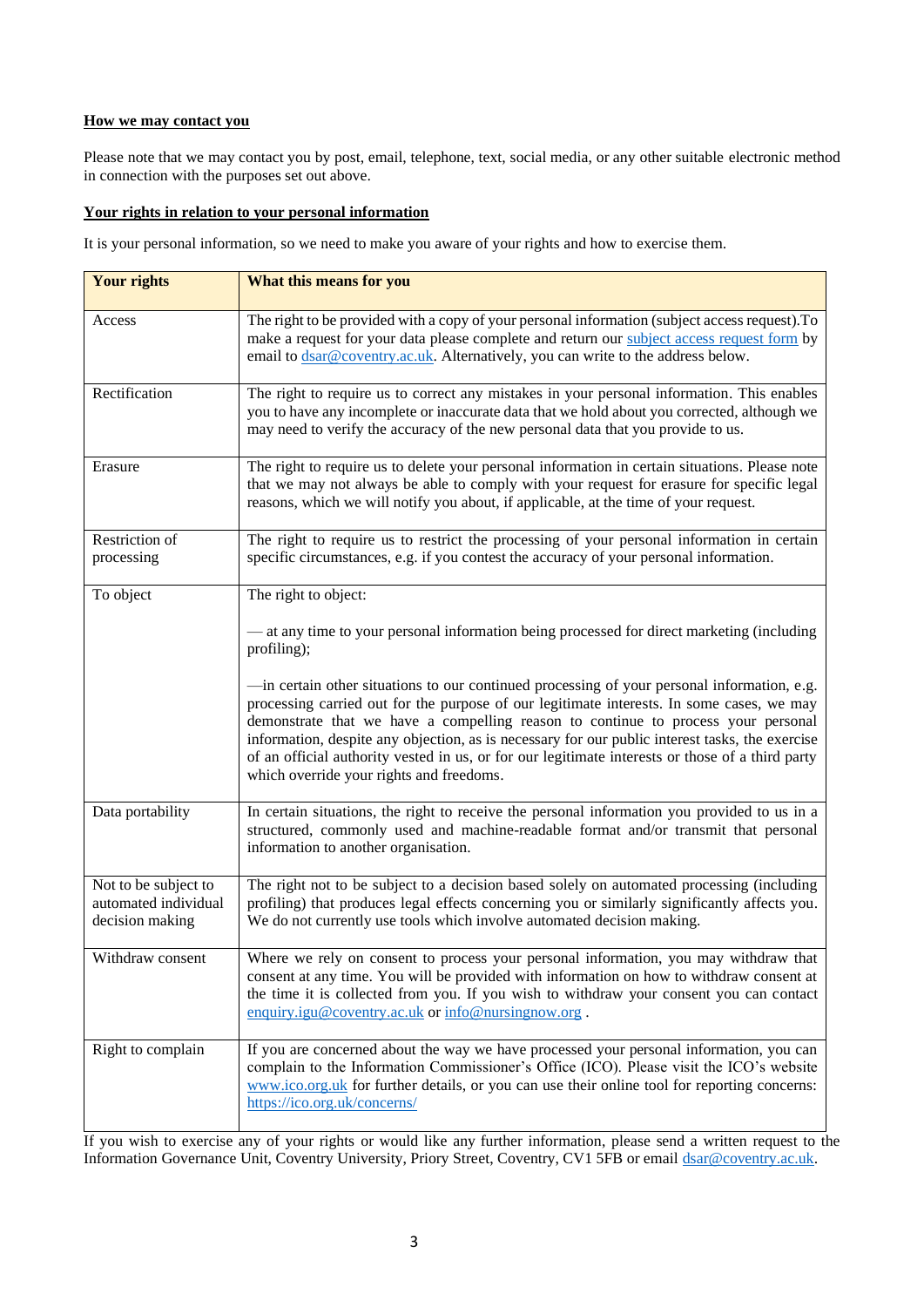**How we may contact you**

Please note that we may contact you by post, email, telephone, text, social media, or any other suitable electronic method in connection with the purposes set out above.

**Your rights in relation to your personal information**

It is your personal information, so we need to make you aware of your rights and how to exercise them.

| **Your rights** | **What this means for you** |
|---|---|
| Access | The right to be provided with a copy of your personal information (subject access request).To make a request for your data please complete and return our [subject access request form]() by email to [dsar@coventry.ac.uk](mailto:dsar@coventry.ac.uk). Alternatively, you can write to the address below. |
| Rectification | The right to require us to correct any mistakes in your personal information. This enables you to have any incomplete or inaccurate data that we hold about you corrected, although we may need to verify the accuracy of the new personal data that you provide to us. |
| Erasure | The right to require us to delete your personal information in certain situations. Please note that we may not always be able to comply with your request for erasure for specific legal reasons, which we will notify you about, if applicable, at the time of your request. |
| Restriction of processing | The right to require us to restrict the processing of your personal information in certain specific circumstances, e.g. if you contest the accuracy of your personal information. |
| To object | The right to object:<br><br>— at any time to your personal information being processed for direct marketing (including profiling);<br><br>—in certain other situations to our continued processing of your personal information, e.g. processing carried out for the purpose of our legitimate interests. In some cases, we may demonstrate that we have a compelling reason to continue to process your personal information, despite any objection, as is necessary for our public interest tasks, the exercise of an official authority vested in us, or for our legitimate interests or those of a third party which override your rights and freedoms. |
| Data portability | In certain situations, the right to receive the personal information you provided to us in a structured, commonly used and machine-readable format and/or transmit that personal information to another organisation. |
| Not to be subject to automated individual decision making | The right not to be subject to a decision based solely on automated processing (including profiling) that produces legal effects concerning you or similarly significantly affects you. We do not currently use tools which involve automated decision making. |
| Withdraw consent | Where we rely on consent to process your personal information, you may withdraw that consent at any time. You will be provided with information on how to withdraw consent at the time it is collected from you. If you wish to withdraw your consent you can contact [enquiry.igu@coventry.ac.uk](mailto:enquiry.igu@coventry.ac.uk) or [info@nursingnow.org](mailto:info@nursingnow.org) . |
| Right to complain | If you are concerned about the way we have processed your personal information, you can complain to the Information Commissioner's Office (ICO). Please visit the ICO's website [www.ico.org.uk](http://www.ico.org.uk) for further details, or you can use their online tool for reporting concerns: [https://ico.org.uk/concerns/](https://ico.org.uk/concerns/) |

If you wish to exercise any of your rights or would like any further information, please send a written request to the Information Governance Unit, Coventry University, Priory Street, Coventry, CV1 5FB or email [dsar@coventry.ac.uk](mailto:dsar@coventry.ac.uk).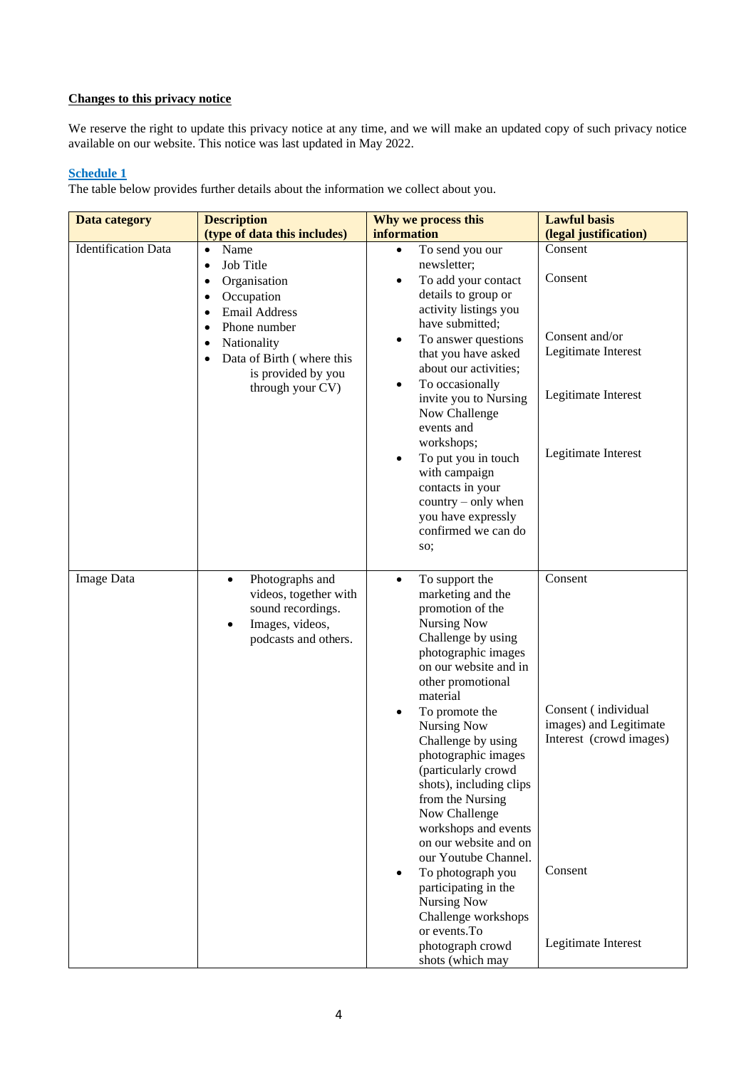**Changes to this privacy notice**

We reserve the right to update this privacy notice at any time, and we will make an updated copy of such privacy notice available on our website. This notice was last updated in May 2022.

**Schedule 1**

The table below provides further details about the information we collect about you.

| Data category | Description (type of data this includes) | Why we process this information | Lawful basis (legal justification) |
|---|---|---|---|
| Identification Data | • Name<br>• Job Title<br>• Organisation<br>• Occupation<br>• Email Address<br>• Phone numbert<br>• Nationality<br>• Data of Birth ( where this is provided by you through your CV) | • To send you our newsletter;<br>• To add your contact details to group or activity listings you have submitted;<br>• To answer questions that you have asked about our activities;<br>• To occasionally invite you to Nursing Now Challenge events and workshops;<br>• To put you in touch with campaign contacts in your country – only when you have expressly confirmed we can do so; | Consent<br><br>Consent<br><br>Consent and/or Legitimate Interest<br><br>Legitimate Interest<br><br>Legitimate Interest |
| Image Data | • Photographs and videos, together with sound recordings.<br>• Images, videos, podcasts and others. | • To support the marketing and the promotion of the Nursing Now Challenge by using photographic images on our website and in other promotional material<br>• To promote the Nursing Now Challenge by using photographic images (particularly crowd shots), including clips from the Nursing Now Challenge workshops and events on our website and on our Youtube Channel.<br>• To photograph you participating in the Nursing Now Challenge workshops or events.To photograph crowd shots (which may | Consent<br><br>Consent ( individual images) and Legitimate Interest (crowd images)<br><br>Consent<br><br>Legitimate Interest |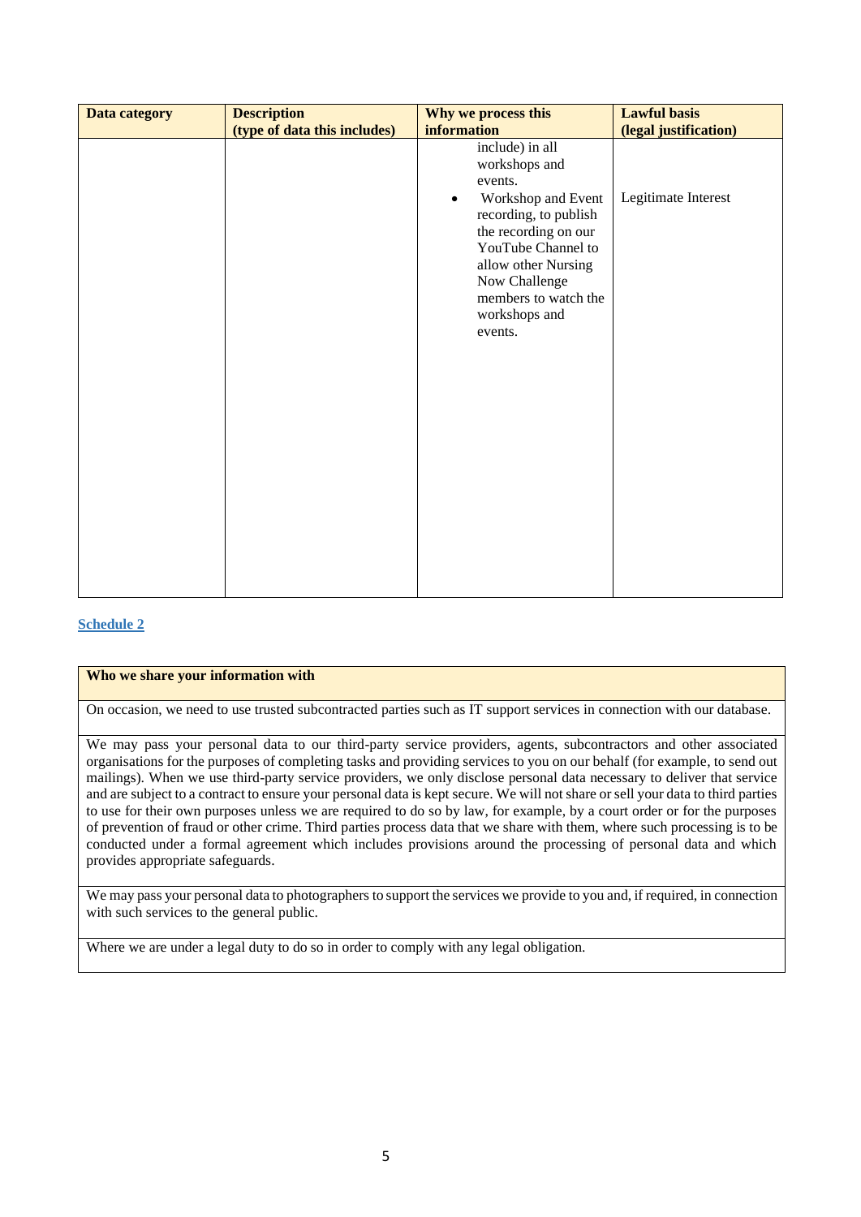| Data category | Description (type of data this includes) | Why we process this information | Lawful basis (legal justification) |
|---|---|---|---|
| | | include) in all workshops and events. | |
| | | • Workshop and Event recording, to publish the recording on our YouTube Channel to allow other Nursing Now Challenge members to watch the workshops and events. | Legitimate Interest |

## Schedule 2

| Who we share your information with |
|---|
| On occasion, we need to use trusted subcontracted parties such as IT support services in connection with our database. |
| We may pass your personal data to our third-party service providers, agents, subcontractors and other associated organisations for the purposes of completing tasks and providing services to you on our behalf (for example, to send out mailings). When we use third-party service providers, we only disclose personal data necessary to deliver that service and are subject to a contract to ensure your personal data is kept secure. We will not share or sell your data to third parties to use for their own purposes unless we are required to do so by law, for example, by a court order or for the purposes of prevention of fraud or other crime. Third parties process data that we share with them, where such processing is to be conducted under a formal agreement which includes provisions around the processing of personal data and which provides appropriate safeguards. |
| We may pass your personal data to photographers to support the services we provide to you and, if required, in connection with such services to the general public. |
| Where we are under a legal duty to do so in order to comply with any legal obligation. |